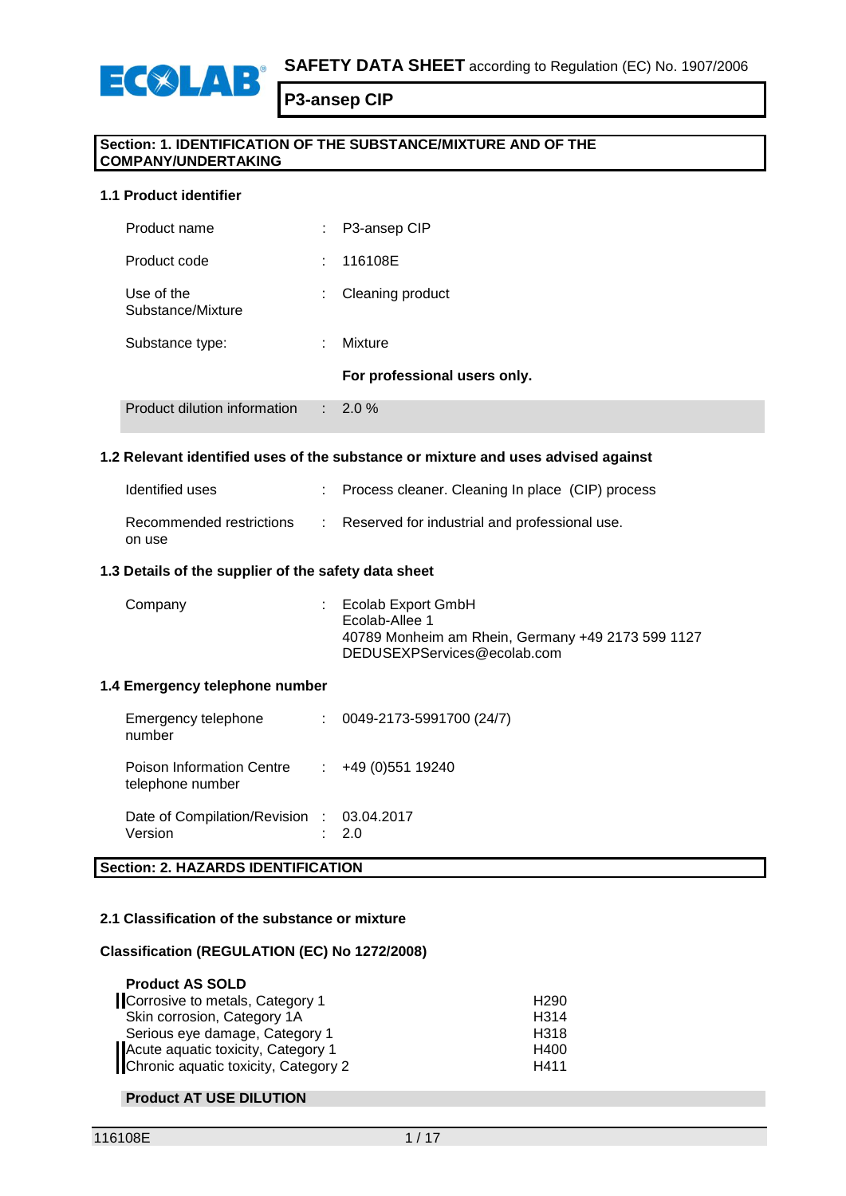**SAFETY DATA SHEET** according to Regulation (EC) No. 1907/2006

# P3-ansep CIP

## Section: 1. IDENTIFICATION OF THE SUBSTANCE/MIXTURE AND OF THE COMPANY/UNDERTAKING

### 1.1 Product identifier

| | | |
|---|---|---|
| Product name | : | P3-ansep CIP |
| Product code | : | 116108E |
| Use of the Substance/Mixture | : | Cleaning product |
| Substance type: | : | Mixture |
| | | **For professional users only.** |
| Product dilution information | : | 2.0 % |

### 1.2 Relevant identified uses of the substance or mixture and uses advised against

| | | |
|---|---|---|
| Identified uses | : | Process cleaner. Cleaning In place (CIP) process |
| Recommended restrictions on use | : | Reserved for industrial and professional use. |

### 1.3 Details of the supplier of the safety data sheet

| | | |
|---|---|---|
| Company | : | Ecolab Export GmbH<br>Ecolab-Allee 1<br>40789 Monheim am Rhein, Germany +49 2173 599 1127<br>DEDUSEXPServices@ecolab.com |

### 1.4 Emergency telephone number

| | | |
|---|---|---|
| Emergency telephone number | : | 0049-2173-5991700 (24/7) |
| Poison Information Centre telephone number | : | +49 (0)551 19240 |
| Date of Compilation/Revision | : | 03.04.2017 |
| Version | : | 2.0 |

## Section: 2. HAZARDS IDENTIFICATION

### 2.1 Classification of the substance or mixture

**Classification (REGULATION (EC) No 1272/2008)**

**Product AS SOLD**

| | |
|---|---|
| Corrosive to metals, Category 1 | H290 |
| Skin corrosion, Category 1A | H314 |
| Serious eye damage, Category 1 | H318 |
| Acute aquatic toxicity, Category 1 | H400 |
| Chronic aquatic toxicity, Category 2 | H411 |

**Product AT USE DILUTION**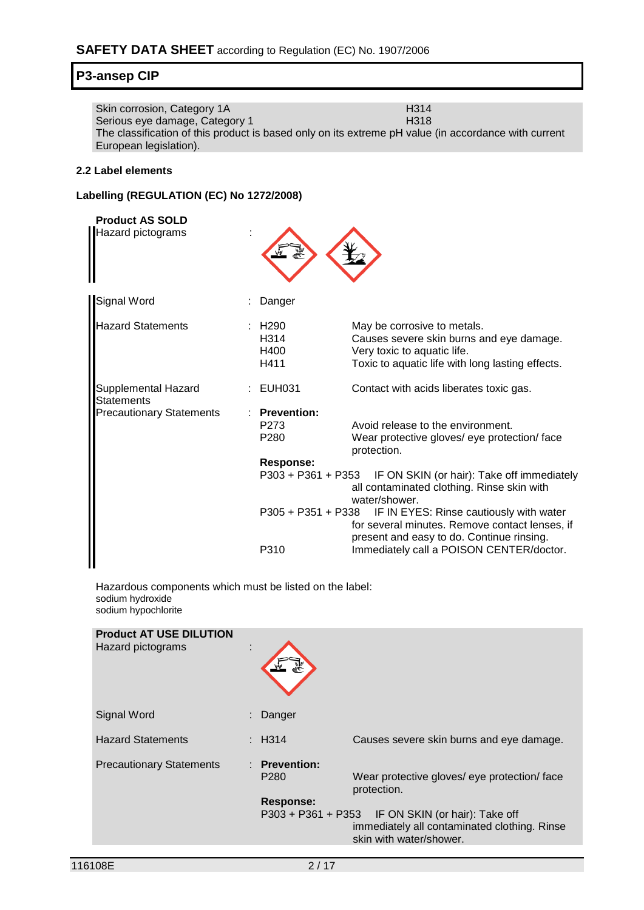| | |
|---|---|
| Skin corrosion, Category 1A | H314 |
| Serious eye damage, Category 1 | H318 |

The classification of this product is based only on its extreme pH value (in accordance with current European legislation).

### 2.2 Label elements

#### Labelling (REGULATION (EC) No 1272/2008)

**Product AS SOLD**

| | | | |
|---|---|---|---|
| Hazard pictograms | : | | |
| Signal Word | : | Danger | |
| Hazard Statements | : | H290 | May be corrosive to metals. |
| | | H314 | Causes severe skin burns and eye damage. |
| | | H400 | Very toxic to aquatic life. |
| | | H411 | Toxic to aquatic life with long lasting effects. |
| Supplemental Hazard Statements | : | EUH031 | Contact with acids liberates toxic gas. |
| Precautionary Statements | : | **Prevention:** | |
| | | P273 | Avoid release to the environment. |
| | | P280 | Wear protective gloves/ eye protection/ face protection. |
| | | **Response:** | |
| | | P303 + P361 + P353 | IF ON SKIN (or hair): Take off immediately all contaminated clothing. Rinse skin with water/shower. |
| | | P305 + P351 + P338 | IF IN EYES: Rinse cautiously with water for several minutes. Remove contact lenses, if present and easy to do. Continue rinsing. |
| | | P310 | Immediately call a POISON CENTER/doctor. |

Hazardous components which must be listed on the label:
sodium hydroxide
sodium hypochlorite

**Product AT USE DILUTION**

| | | | |
|---|---|---|---|
| Hazard pictograms | : | | |
| Signal Word | : | Danger | |
| Hazard Statements | : | H314 | Causes severe skin burns and eye damage. |
| Precautionary Statements | : | **Prevention:** | |
| | | P280 | Wear protective gloves/ eye protection/ face protection. |
| | | **Response:** | |
| | | P303 + P361 + P353 | IF ON SKIN (or hair): Take off immediately all contaminated clothing. Rinse skin with water/shower. |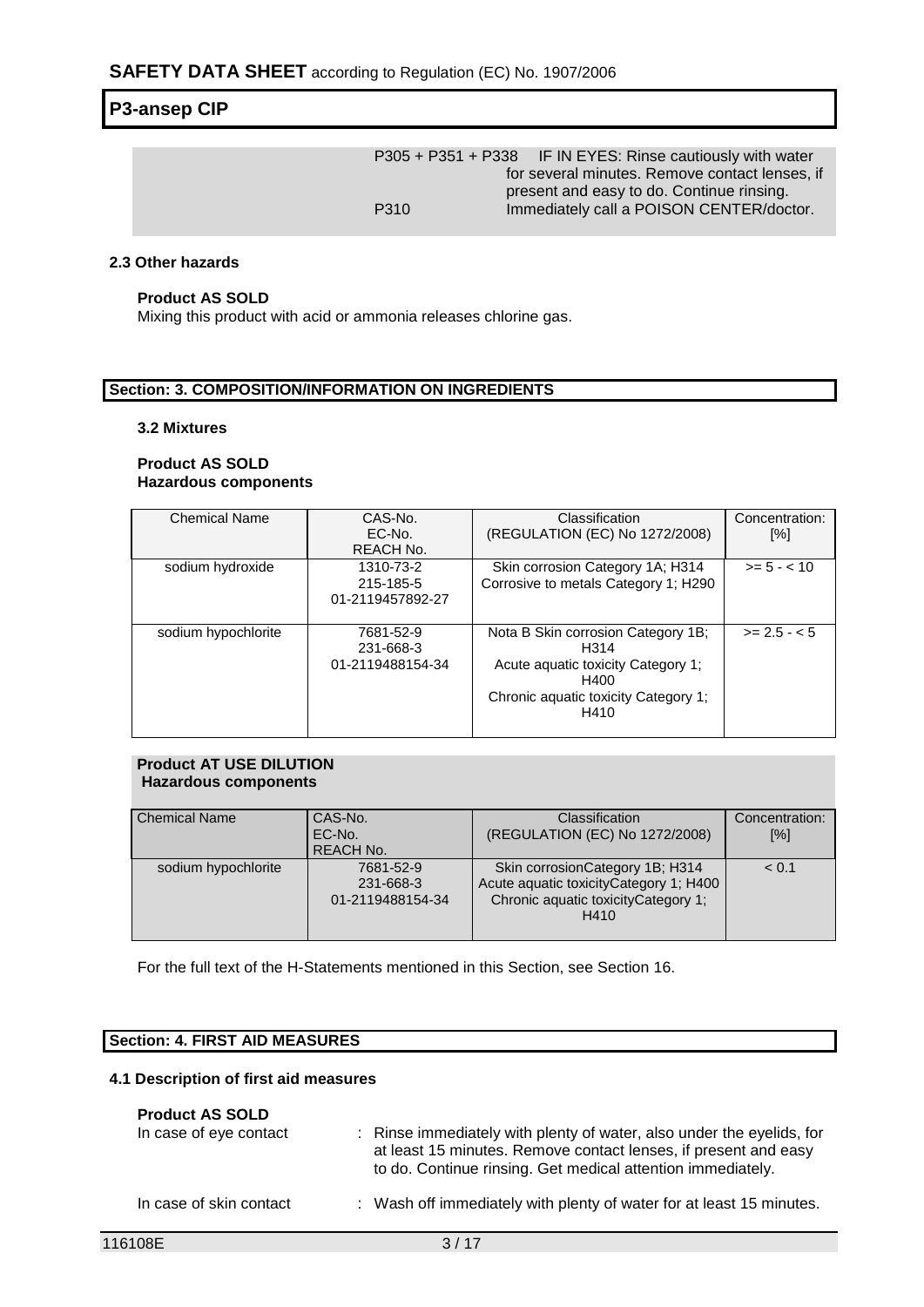| | |
|---|---|
| P305 + P351 + P338 | IF IN EYES: Rinse cautiously with water for several minutes. Remove contact lenses, if present and easy to do. Continue rinsing. |
| P310 | Immediately call a POISON CENTER/doctor. |

### 2.3 Other hazards

**Product AS SOLD**

Mixing this product with acid or ammonia releases chlorine gas.

## Section: 3. COMPOSITION/INFORMATION ON INGREDIENTS

### 3.2 Mixtures

**Product AS SOLD**
**Hazardous components**

| Chemical Name | CAS-No. EC-No. REACH No. | Classification (REGULATION (EC) No 1272/2008) | Concentration: [%] |
|---|---|---|---|
| sodium hydroxide | 1310-73-2 215-185-5 01-2119457892-27 | Skin corrosion Category 1A; H314 Corrosive to metals Category 1; H290 | >= 5 - < 10 |
| sodium hypochlorite | 7681-52-9 231-668-3 01-2119488154-34 | Nota B Skin corrosion Category 1B; H314 Acute aquatic toxicity Category 1; H400 Chronic aquatic toxicity Category 1; H410 | >= 2.5 - < 5 |

**Product AT USE DILUTION**
**Hazardous components**

| Chemical Name | CAS-No. EC-No. REACH No. | Classification (REGULATION (EC) No 1272/2008) | Concentration: [%] |
|---|---|---|---|
| sodium hypochlorite | 7681-52-9 231-668-3 01-2119488154-34 | Skin corrosionCategory 1B; H314 Acute aquatic toxicityCategory 1; H400 Chronic aquatic toxicityCategory 1; H410 | < 0.1 |

For the full text of the H-Statements mentioned in this Section, see Section 16.

## Section: 4. FIRST AID MEASURES

### 4.1 Description of first aid measures

**Product AS SOLD**

| | |
|---|---|
| In case of eye contact | : Rinse immediately with plenty of water, also under the eyelids, for at least 15 minutes. Remove contact lenses, if present and easy to do. Continue rinsing. Get medical attention immediately. |
| In case of skin contact | : Wash off immediately with plenty of water for at least 15 minutes. |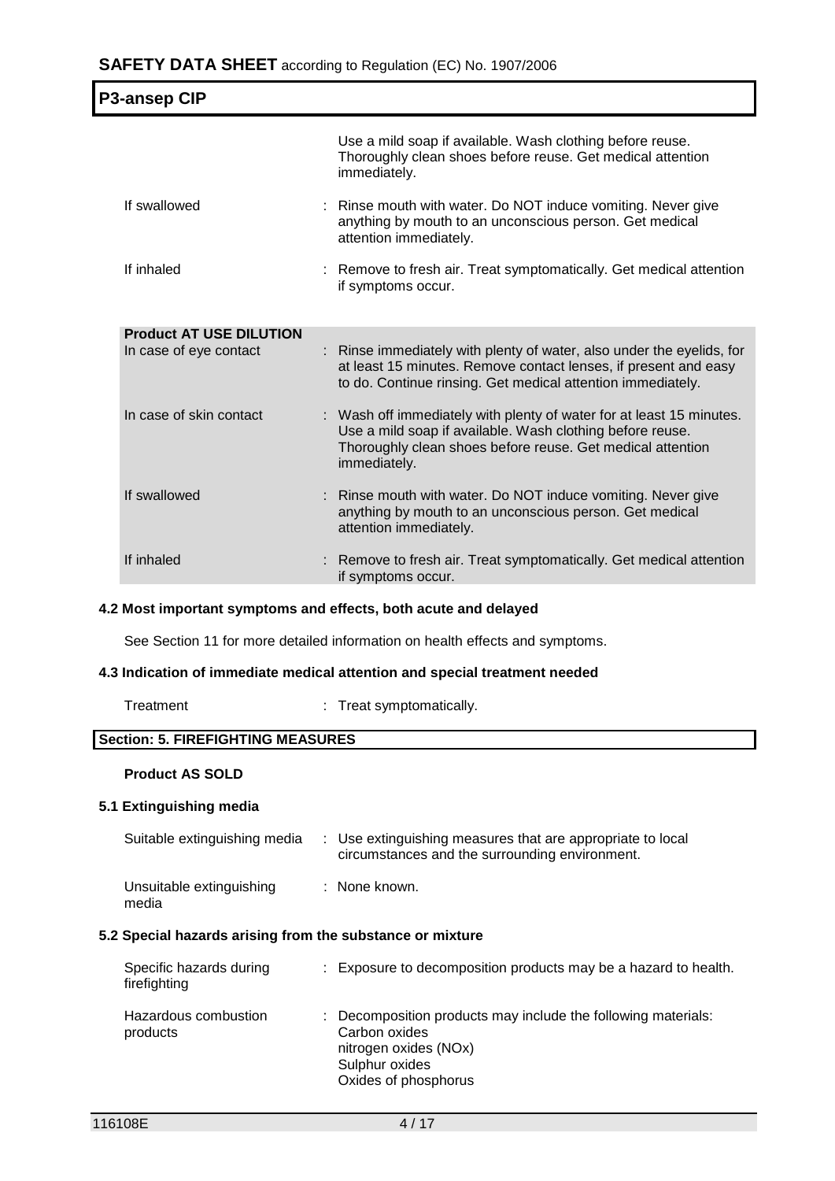| | |
|---|---|
| | Use a mild soap if available. Wash clothing before reuse. Thoroughly clean shoes before reuse. Get medical attention immediately. |
| If swallowed | : Rinse mouth with water. Do NOT induce vomiting. Never give anything by mouth to an unconscious person. Get medical attention immediately. |
| If inhaled | : Remove to fresh air. Treat symptomatically. Get medical attention if symptoms occur. |

**Product AT USE DILUTION**

| | |
|---|---|
| In case of eye contact | : Rinse immediately with plenty of water, also under the eyelids, for at least 15 minutes. Remove contact lenses, if present and easy to do. Continue rinsing. Get medical attention immediately. |
| In case of skin contact | : Wash off immediately with plenty of water for at least 15 minutes. Use a mild soap if available. Wash clothing before reuse. Thoroughly clean shoes before reuse. Get medical attention immediately. |
| If swallowed | : Rinse mouth with water. Do NOT induce vomiting. Never give anything by mouth to an unconscious person. Get medical attention immediately. |
| If inhaled | : Remove to fresh air. Treat symptomatically. Get medical attention if symptoms occur. |

### 4.2 Most important symptoms and effects, both acute and delayed

See Section 11 for more detailed information on health effects and symptoms.

### 4.3 Indication of immediate medical attention and special treatment needed

| | |
|---|---|
| Treatment | : Treat symptomatically. |

## Section: 5. FIREFIGHTING MEASURES

**Product AS SOLD**

### 5.1 Extinguishing media

| | |
|---|---|
| Suitable extinguishing media | : Use extinguishing measures that are appropriate to local circumstances and the surrounding environment. |
| Unsuitable extinguishing media | : None known. |

### 5.2 Special hazards arising from the substance or mixture

| | |
|---|---|
| Specific hazards during firefighting | : Exposure to decomposition products may be a hazard to health. |
| Hazardous combustion products | : Decomposition products may include the following materials:<br>Carbon oxides<br>nitrogen oxides (NOx)<br>Sulphur oxides<br>Oxides of phosphorus |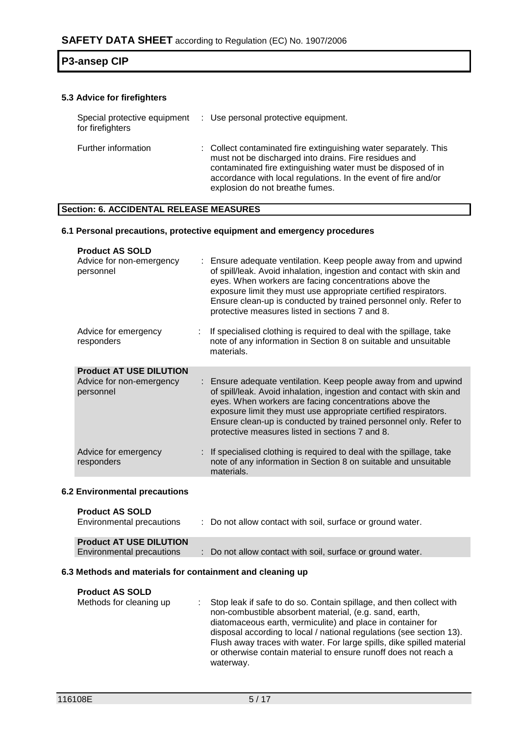### 5.3 Advice for firefighters

| | |
|---|---|
| Special protective equipment for firefighters | : Use personal protective equipment. |
| Further information | : Collect contaminated fire extinguishing water separately. This must not be discharged into drains. Fire residues and contaminated fire extinguishing water must be disposed of in accordance with local regulations. In the event of fire and/or explosion do not breathe fumes. |

## Section: 6. ACCIDENTAL RELEASE MEASURES

### 6.1 Personal precautions, protective equipment and emergency procedures

**Product AS SOLD**

| | |
|---|---|
| Advice for non-emergency personnel | : Ensure adequate ventilation. Keep people away from and upwind of spill/leak. Avoid inhalation, ingestion and contact with skin and eyes. When workers are facing concentrations above the exposure limit they must use appropriate certified respirators. Ensure clean-up is conducted by trained personnel only. Refer to protective measures listed in sections 7 and 8. |
| Advice for emergency responders | : If specialised clothing is required to deal with the spillage, take note of any information in Section 8 on suitable and unsuitable materials. |

**Product AT USE DILUTION**

| | |
|---|---|
| Advice for non-emergency personnel | : Ensure adequate ventilation. Keep people away from and upwind of spill/leak. Avoid inhalation, ingestion and contact with skin and eyes. When workers are facing concentrations above the exposure limit they must use appropriate certified respirators. Ensure clean-up is conducted by trained personnel only. Refer to protective measures listed in sections 7 and 8. |
| Advice for emergency responders | : If specialised clothing is required to deal with the spillage, take note of any information in Section 8 on suitable and unsuitable materials. |

### 6.2 Environmental precautions

**Product AS SOLD**

| | |
|---|---|
| Environmental precautions | : Do not allow contact with soil, surface or ground water. |

**Product AT USE DILUTION**

| | |
|---|---|
| Environmental precautions | : Do not allow contact with soil, surface or ground water. |

### 6.3 Methods and materials for containment and cleaning up

**Product AS SOLD**

| | |
|---|---|
| Methods for cleaning up | : Stop leak if safe to do so. Contain spillage, and then collect with non-combustible absorbent material, (e.g. sand, earth, diatomaceous earth, vermiculite) and place in container for disposal according to local / national regulations (see section 13). Flush away traces with water. For large spills, dike spilled material or otherwise contain material to ensure runoff does not reach a waterway. |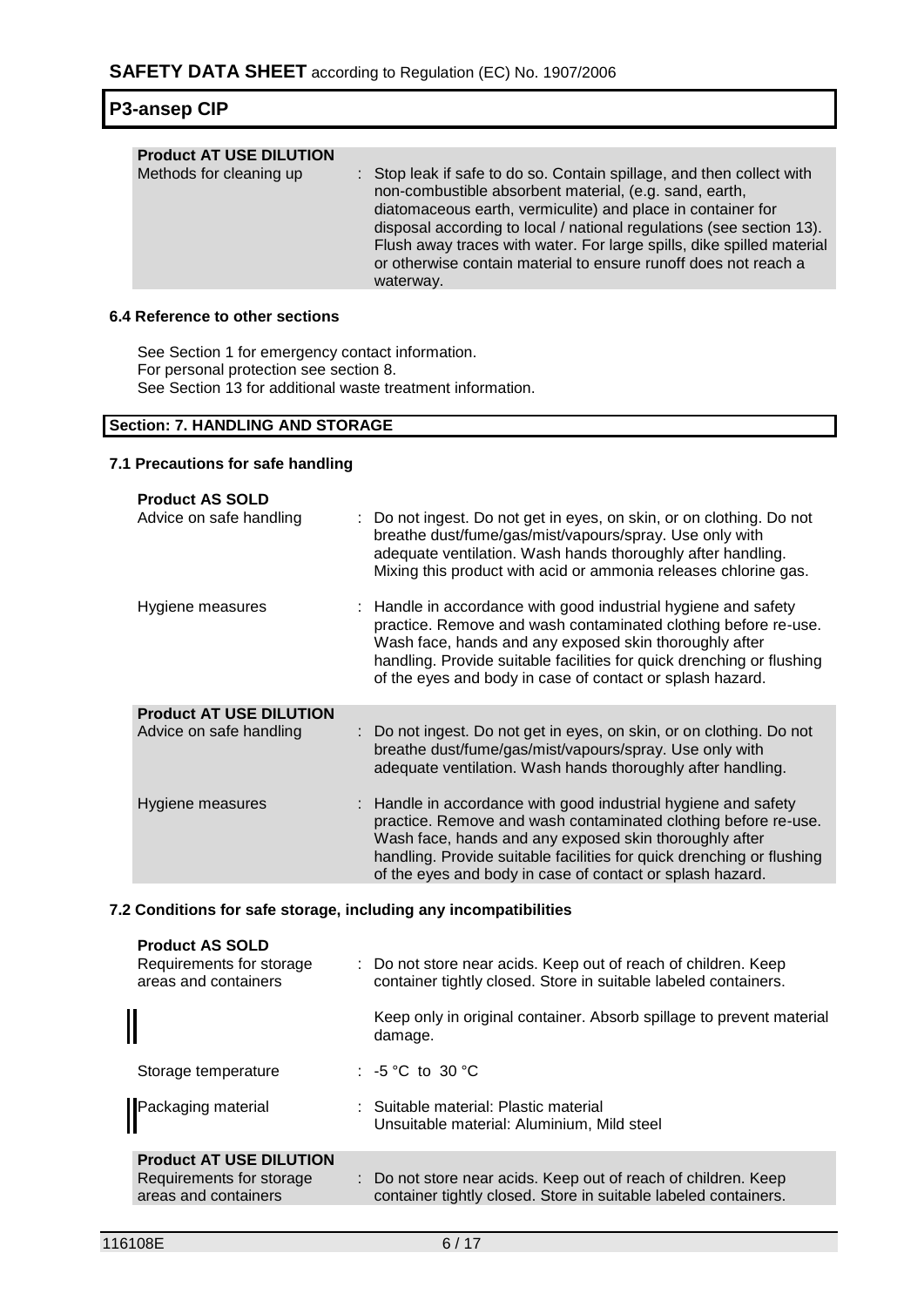**Product AT USE DILUTION**

| | |
|---|---|
| Methods for cleaning up | : Stop leak if safe to do so. Contain spillage, and then collect with non-combustible absorbent material, (e.g. sand, earth, diatomaceous earth, vermiculite) and place in container for disposal according to local / national regulations (see section 13). Flush away traces with water. For large spills, dike spilled material or otherwise contain material to ensure runoff does not reach a waterway. |

### 6.4 Reference to other sections

See Section 1 for emergency contact information.
For personal protection see section 8.
See Section 13 for additional waste treatment information.

## Section: 7. HANDLING AND STORAGE

### 7.1 Precautions for safe handling

**Product AS SOLD**

| | |
|---|---|
| Advice on safe handling | : Do not ingest. Do not get in eyes, on skin, or on clothing. Do not breathe dust/fume/gas/mist/vapours/spray. Use only with adequate ventilation. Wash hands thoroughly after handling. Mixing this product with acid or ammonia releases chlorine gas. |
| Hygiene measures | : Handle in accordance with good industrial hygiene and safety practice. Remove and wash contaminated clothing before re-use. Wash face, hands and any exposed skin thoroughly after handling. Provide suitable facilities for quick drenching or flushing of the eyes and body in case of contact or splash hazard. |

**Product AT USE DILUTION**

| | |
|---|---|
| Advice on safe handling | : Do not ingest. Do not get in eyes, on skin, or on clothing. Do not breathe dust/fume/gas/mist/vapours/spray. Use only with adequate ventilation. Wash hands thoroughly after handling. |
| Hygiene measures | : Handle in accordance with good industrial hygiene and safety practice. Remove and wash contaminated clothing before re-use. Wash face, hands and any exposed skin thoroughly after handling. Provide suitable facilities for quick drenching or flushing of the eyes and body in case of contact or splash hazard. |

### 7.2 Conditions for safe storage, including any incompatibilities

**Product AS SOLD**

| | |
|---|---|
| Requirements for storage areas and containers | : Do not store near acids. Keep out of reach of children. Keep container tightly closed. Store in suitable labeled containers. |
| | Keep only in original container. Absorb spillage to prevent material damage. |
| Storage temperature | : -5 °C to 30 °C |
| Packaging material | : Suitable material: Plastic material<br>Unsuitable material: Aluminium, Mild steel |

**Product AT USE DILUTION**

| | |
|---|---|
| Requirements for storage areas and containers | : Do not store near acids. Keep out of reach of children. Keep container tightly closed. Store in suitable labeled containers. |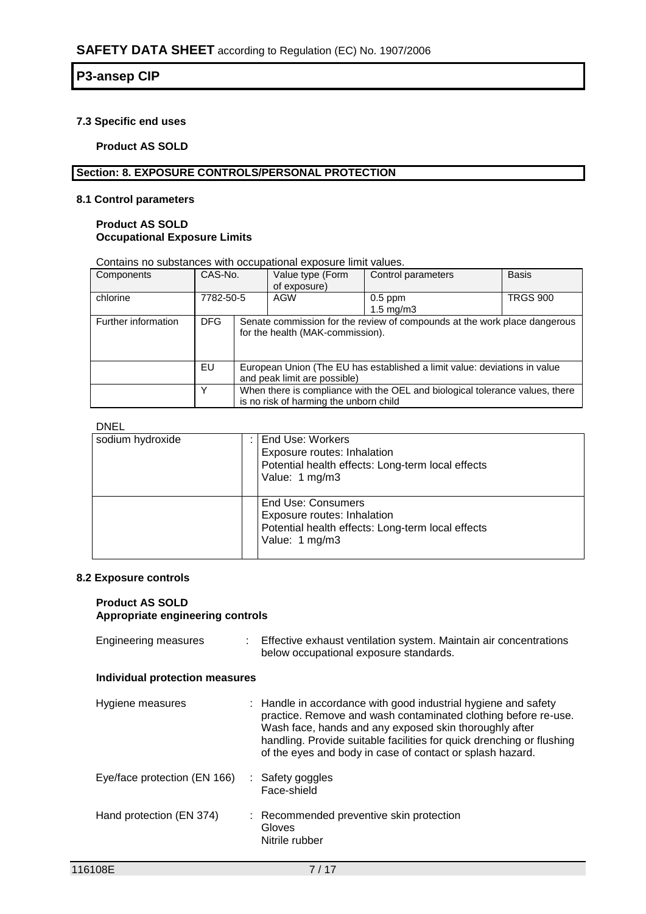### 7.3 Specific end uses

**Product AS SOLD**

## Section: 8. EXPOSURE CONTROLS/PERSONAL PROTECTION

### 8.1 Control parameters

**Product AS SOLD**
**Occupational Exposure Limits**

Contains no substances with occupational exposure limit values.

| Components | CAS-No. | Value type (Form of exposure) | Control parameters | Basis |
|---|---|---|---|---|
| chlorine | 7782-50-5 | AGW | 0.5 ppm<br>1.5 mg/m3 | TRGS 900 |
| Further information | DFG | Senate commission for the review of compounds at the work place dangerous for the health (MAK-commission). | | |
| | EU | European Union (The EU has established a limit value: deviations in value and peak limit are possible) | | |
| | Y | When there is compliance with the OEL and biological tolerance values, there is no risk of harming the unborn child | | |

DNEL

| | | |
|---|---|---|
| sodium hydroxide | : | End Use: Workers<br>Exposure routes: Inhalation<br>Potential health effects: Long-term local effects<br>Value: 1 mg/m3 |
| | | End Use: Consumers<br>Exposure routes: Inhalation<br>Potential health effects: Long-term local effects<br>Value: 1 mg/m3 |

### 8.2 Exposure controls

**Product AS SOLD**
**Appropriate engineering controls**

Engineering measures : Effective exhaust ventilation system. Maintain air concentrations below occupational exposure standards.

**Individual protection measures**

Hygiene measures : Handle in accordance with good industrial hygiene and safety practice. Remove and wash contaminated clothing before re-use. Wash face, hands and any exposed skin thoroughly after handling. Provide suitable facilities for quick drenching or flushing of the eyes and body in case of contact or splash hazard.

Eye/face protection (EN 166) : Safety goggles
Face-shield

Hand protection (EN 374) : Recommended preventive skin protection
Gloves
Nitrile rubber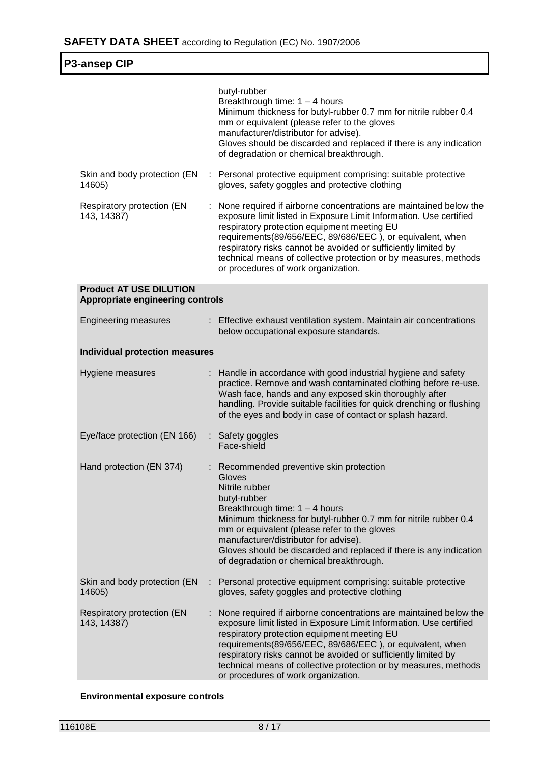| | | |
|---|---|---|
| | | butyl-rubber<br>Breakthrough time: 1 – 4 hours<br>Minimum thickness for butyl-rubber 0.7 mm for nitrile rubber 0.4 mm or equivalent (please refer to the gloves manufacturer/distributor for advise).<br>Gloves should be discarded and replaced if there is any indication of degradation or chemical breakthrough. |
| Skin and body protection (EN 14605) | : | Personal protective equipment comprising: suitable protective gloves, safety goggles and protective clothing |
| Respiratory protection (EN 143, 14387) | : | None required if airborne concentrations are maintained below the exposure limit listed in Exposure Limit Information. Use certified respiratory protection equipment meeting EU requirements(89/656/EEC, 89/686/EEC ), or equivalent, when respiratory risks cannot be avoided or sufficiently limited by technical means of collective protection or by measures, methods or procedures of work organization. |

**Product AT USE DILUTION**
**Appropriate engineering controls**

| | | |
|---|---|---|
| Engineering measures | : | Effective exhaust ventilation system. Maintain air concentrations below occupational exposure standards. |

**Individual protection measures**

| | | |
|---|---|---|
| Hygiene measures | : | Handle in accordance with good industrial hygiene and safety practice. Remove and wash contaminated clothing before re-use. Wash face, hands and any exposed skin thoroughly after handling. Provide suitable facilities for quick drenching or flushing of the eyes and body in case of contact or splash hazard. |
| Eye/face protection (EN 166) | : | Safety goggles<br>Face-shield |
| Hand protection (EN 374) | : | Recommended preventive skin protection<br>Gloves<br>Nitrile rubber<br>butyl-rubber<br>Breakthrough time: 1 – 4 hours<br>Minimum thickness for butyl-rubber 0.7 mm for nitrile rubber 0.4 mm or equivalent (please refer to the gloves manufacturer/distributor for advise).<br>Gloves should be discarded and replaced if there is any indication of degradation or chemical breakthrough. |
| Skin and body protection (EN 14605) | : | Personal protective equipment comprising: suitable protective gloves, safety goggles and protective clothing |
| Respiratory protection (EN 143, 14387) | : | None required if airborne concentrations are maintained below the exposure limit listed in Exposure Limit Information. Use certified respiratory protection equipment meeting EU requirements(89/656/EEC, 89/686/EEC ), or equivalent, when respiratory risks cannot be avoided or sufficiently limited by technical means of collective protection or by measures, methods or procedures of work organization. |

**Environmental exposure controls**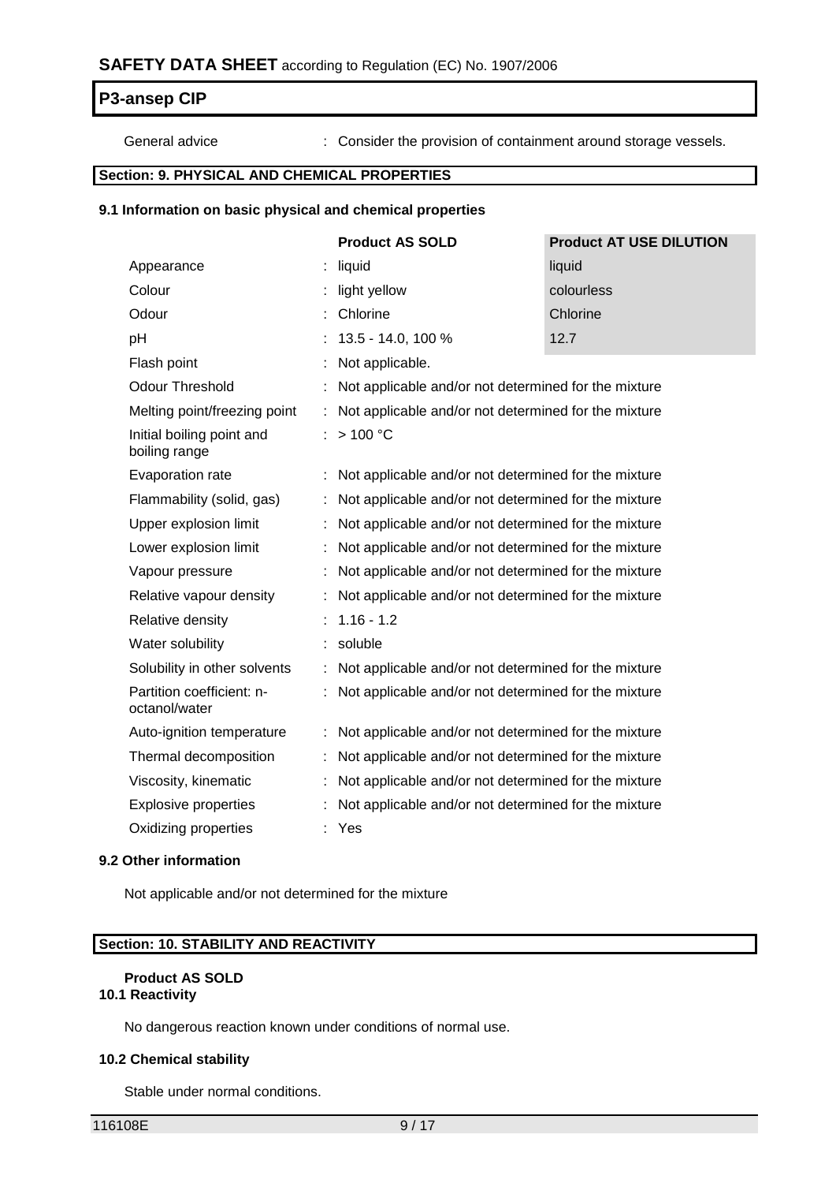General advice : Consider the provision of containment around storage vessels.

## Section: 9. PHYSICAL AND CHEMICAL PROPERTIES

### 9.1 Information on basic physical and chemical properties

| | Product AS SOLD | Product AT USE DILUTION |
|---|---|---|
| Appearance | liquid | liquid |
| Colour | light yellow | colourless |
| Odour | Chlorine | Chlorine |
| pH | 13.5 - 14.0, 100 % | 12.7 |
| Flash point | Not applicable. | |
| Odour Threshold | Not applicable and/or not determined for the mixture | |
| Melting point/freezing point | Not applicable and/or not determined for the mixture | |
| Initial boiling point and boiling range | > 100 °C | |
| Evaporation rate | Not applicable and/or not determined for the mixture | |
| Flammability (solid, gas) | Not applicable and/or not determined for the mixture | |
| Upper explosion limit | Not applicable and/or not determined for the mixture | |
| Lower explosion limit | Not applicable and/or not determined for the mixture | |
| Vapour pressure | Not applicable and/or not determined for the mixture | |
| Relative vapour density | Not applicable and/or not determined for the mixture | |
| Relative density | 1.16 - 1.2 | |
| Water solubility | soluble | |
| Solubility in other solvents | Not applicable and/or not determined for the mixture | |
| Partition coefficient: n-octanol/water | Not applicable and/or not determined for the mixture | |
| Auto-ignition temperature | Not applicable and/or not determined for the mixture | |
| Thermal decomposition | Not applicable and/or not determined for the mixture | |
| Viscosity, kinematic | Not applicable and/or not determined for the mixture | |
| Explosive properties | Not applicable and/or not determined for the mixture | |
| Oxidizing properties | Yes | |

### 9.2 Other information

Not applicable and/or not determined for the mixture

## Section: 10. STABILITY AND REACTIVITY

**Product AS SOLD**

### 10.1 Reactivity

No dangerous reaction known under conditions of normal use.

### 10.2 Chemical stability

Stable under normal conditions.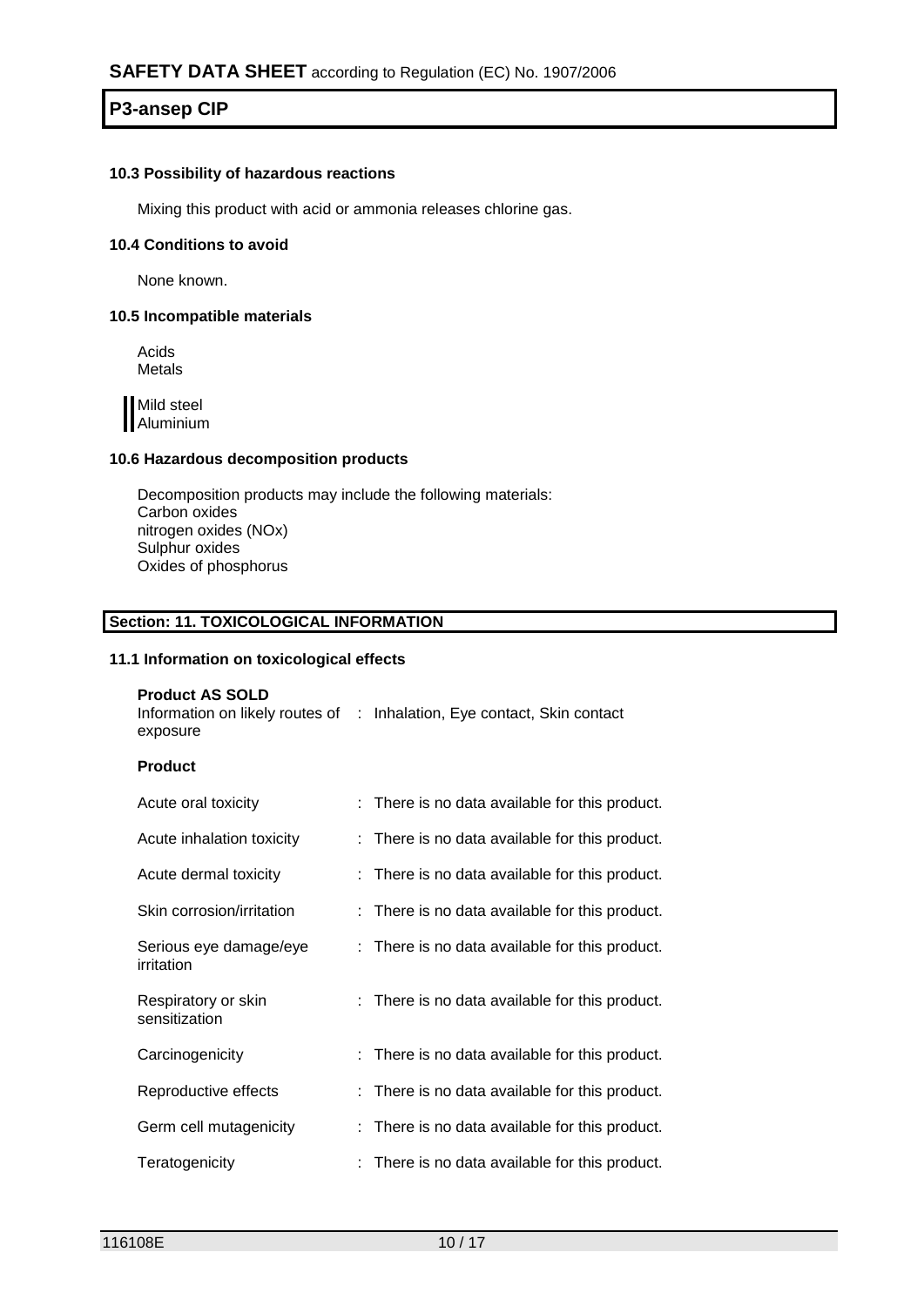### 10.3 Possibility of hazardous reactions

Mixing this product with acid or ammonia releases chlorine gas.

### 10.4 Conditions to avoid

None known.

### 10.5 Incompatible materials

Acids
Metals

Mild steel
Aluminium

### 10.6 Hazardous decomposition products

Decomposition products may include the following materials:
Carbon oxides
nitrogen oxides (NOx)
Sulphur oxides
Oxides of phosphorus

## Section: 11. TOXICOLOGICAL INFORMATION

### 11.1 Information on toxicological effects

**Product AS SOLD**

| | |
|---|---|
| Information on likely routes of exposure | : Inhalation, Eye contact, Skin contact |

**Product**

| | |
|---|---|
| Acute oral toxicity | : There is no data available for this product. |
| Acute inhalation toxicity | : There is no data available for this product. |
| Acute dermal toxicity | : There is no data available for this product. |
| Skin corrosion/irritation | : There is no data available for this product. |
| Serious eye damage/eye irritation | : There is no data available for this product. |
| Respiratory or skin sensitization | : There is no data available for this product. |
| Carcinogenicity | : There is no data available for this product. |
| Reproductive effects | : There is no data available for this product. |
| Germ cell mutagenicity | : There is no data available for this product. |
| Teratogenicity | : There is no data available for this product. |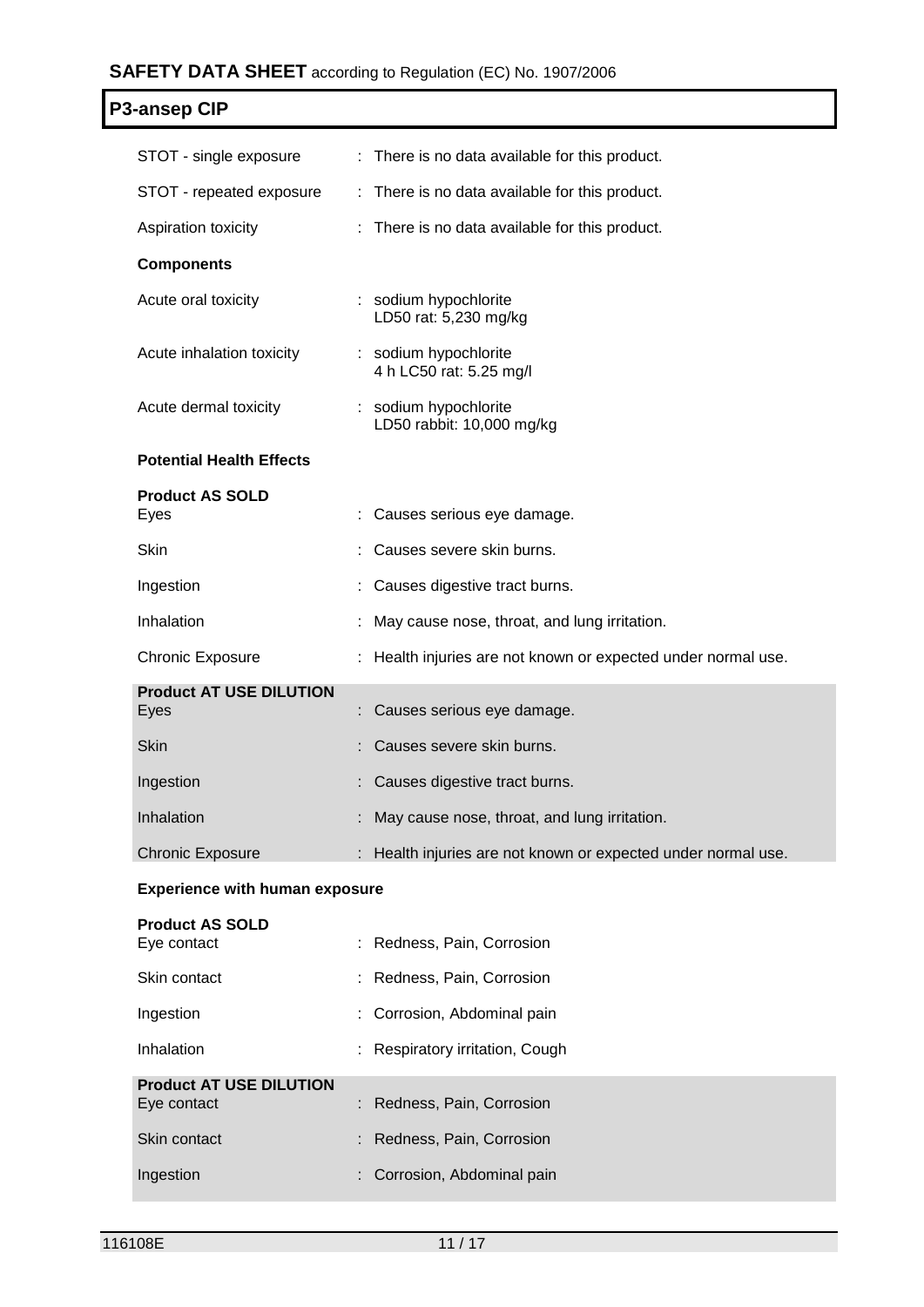| | |
|---|---|
| STOT - single exposure | : There is no data available for this product. |
| STOT - repeated exposure | : There is no data available for this product. |
| Aspiration toxicity | : There is no data available for this product. |

**Components**

| | |
|---|---|
| Acute oral toxicity | : sodium hypochlorite<br>LD50 rat: 5,230 mg/kg |
| Acute inhalation toxicity | : sodium hypochlorite<br>4 h LC50 rat: 5.25 mg/l |
| Acute dermal toxicity | : sodium hypochlorite<br>LD50 rabbit: 10,000 mg/kg |

**Potential Health Effects**

**Product AS SOLD**

| | |
|---|---|
| Eyes | : Causes serious eye damage. |
| Skin | : Causes severe skin burns. |
| Ingestion | : Causes digestive tract burns. |
| Inhalation | : May cause nose, throat, and lung irritation. |
| Chronic Exposure | : Health injuries are not known or expected under normal use. |

**Product AT USE DILUTION**

| | |
|---|---|
| Eyes | : Causes serious eye damage. |
| Skin | : Causes severe skin burns. |
| Ingestion | : Causes digestive tract burns. |
| Inhalation | : May cause nose, throat, and lung irritation. |
| Chronic Exposure | : Health injuries are not known or expected under normal use. |

**Experience with human exposure**

**Product AS SOLD**

| | |
|---|---|
| Eye contact | : Redness, Pain, Corrosion |
| Skin contact | : Redness, Pain, Corrosion |
| Ingestion | : Corrosion, Abdominal pain |
| Inhalation | : Respiratory irritation, Cough |

**Product AT USE DILUTION**

| | |
|---|---|
| Eye contact | : Redness, Pain, Corrosion |
| Skin contact | : Redness, Pain, Corrosion |
| Ingestion | : Corrosion, Abdominal pain |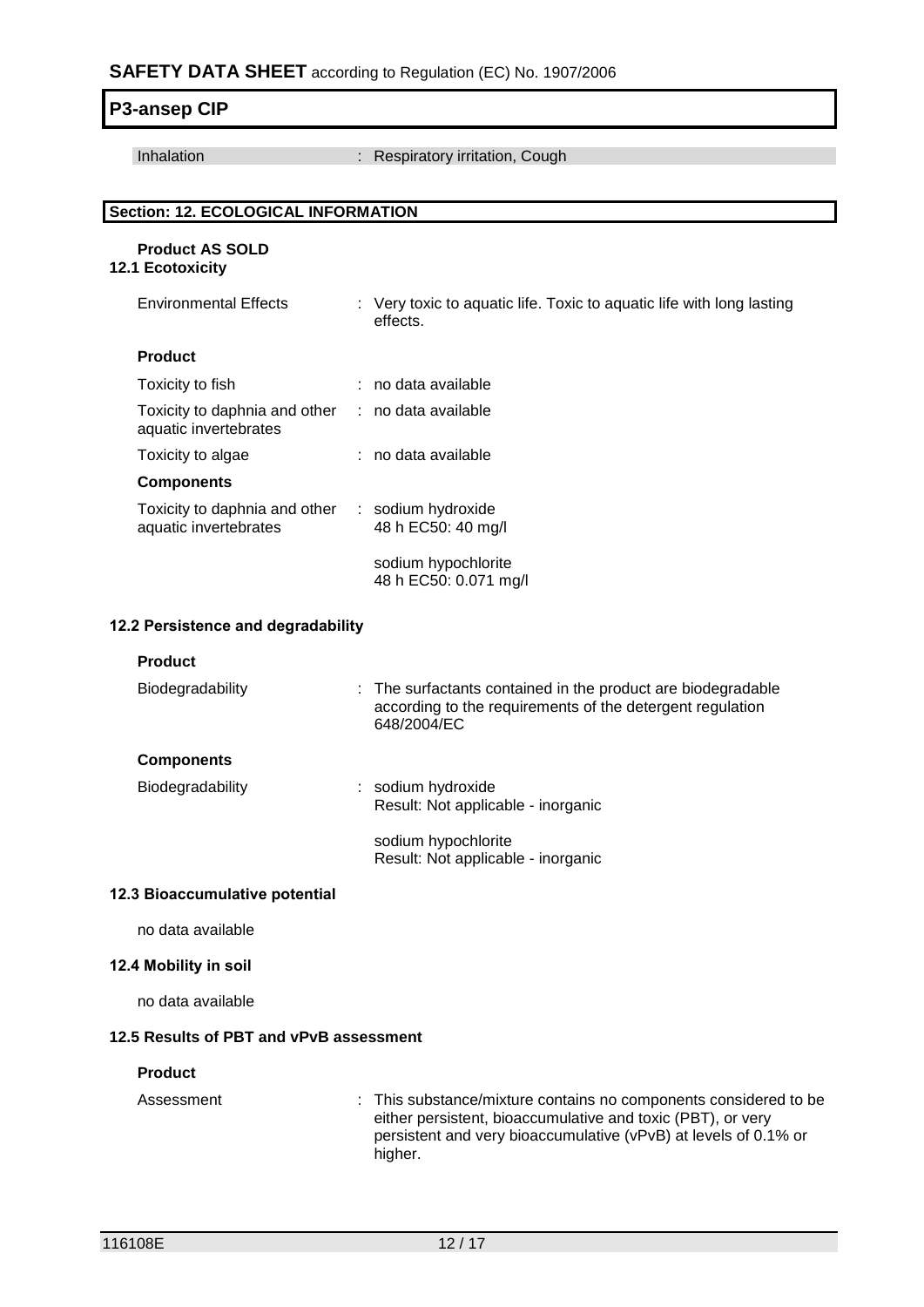| | |
|---|---|
| Inhalation | : Respiratory irritation, Cough |

## Section: 12. ECOLOGICAL INFORMATION

**Product AS SOLD**

### 12.1 Ecotoxicity

| | |
|---|---|
| Environmental Effects | : Very toxic to aquatic life. Toxic to aquatic life with long lasting effects. |

**Product**

| | |
|---|---|
| Toxicity to fish | : no data available |
| Toxicity to daphnia and other aquatic invertebrates | : no data available |
| Toxicity to algae | : no data available |

**Components**

| | |
|---|---|
| Toxicity to daphnia and other aquatic invertebrates | : sodium hydroxide<br>48 h EC50: 40 mg/l<br><br>sodium hypochlorite<br>48 h EC50: 0.071 mg/l |

### 12.2 Persistence and degradability

**Product**

| | |
|---|---|
| Biodegradability | : The surfactants contained in the product are biodegradable according to the requirements of the detergent regulation 648/2004/EC |

**Components**

| | |
|---|---|
| Biodegradability | : sodium hydroxide<br>Result: Not applicable - inorganic<br><br>sodium hypochlorite<br>Result: Not applicable - inorganic |

### 12.3 Bioaccumulative potential

no data available

### 12.4 Mobility in soil

no data available

### 12.5 Results of PBT and vPvB assessment

**Product**

| | |
|---|---|
| Assessment | : This substance/mixture contains no components considered to be either persistent, bioaccumulative and toxic (PBT), or very persistent and very bioaccumulative (vPvB) at levels of 0.1% or higher. |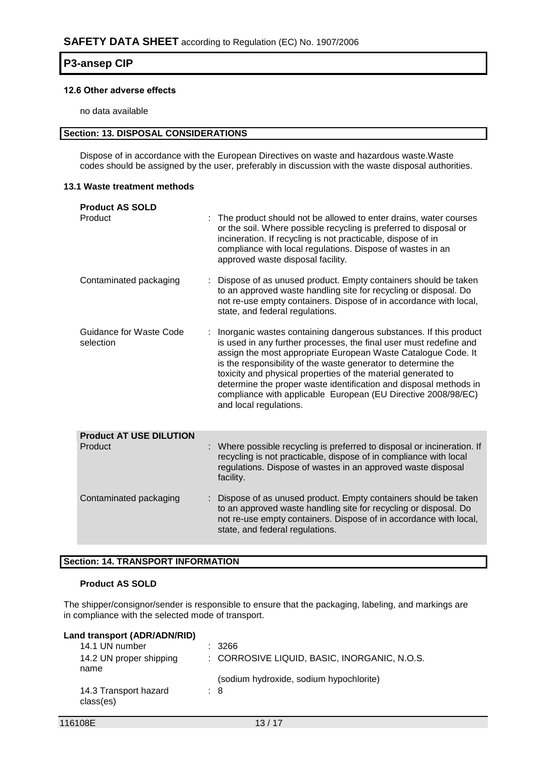#### 12.6 Other adverse effects

no data available

## Section: 13. DISPOSAL CONSIDERATIONS

Dispose of in accordance with the European Directives on waste and hazardous waste.Waste codes should be assigned by the user, preferably in discussion with the waste disposal authorities.

#### 13.1 Waste treatment methods

**Product AS SOLD**

| | |
|---|---|
| Product | : The product should not be allowed to enter drains, water courses or the soil. Where possible recycling is preferred to disposal or incineration. If recycling is not practicable, dispose of in compliance with local regulations. Dispose of wastes in an approved waste disposal facility. |
| Contaminated packaging | : Dispose of as unused product. Empty containers should be taken to an approved waste handling site for recycling or disposal. Do not re-use empty containers. Dispose of in accordance with local, state, and federal regulations. |
| Guidance for Waste Code selection | : Inorganic wastes containing dangerous substances. If this product is used in any further processes, the final user must redefine and assign the most appropriate European Waste Catalogue Code. It is the responsibility of the waste generator to determine the toxicity and physical properties of the material generated to determine the proper waste identification and disposal methods in compliance with applicable European (EU Directive 2008/98/EC) and local regulations. |

**Product AT USE DILUTION**

| | |
|---|---|
| Product | : Where possible recycling is preferred to disposal or incineration. If recycling is not practicable, dispose of in compliance with local regulations. Dispose of wastes in an approved waste disposal facility. |
| Contaminated packaging | : Dispose of as unused product. Empty containers should be taken to an approved waste handling site for recycling or disposal. Do not re-use empty containers. Dispose of in accordance with local, state, and federal regulations. |

## Section: 14. TRANSPORT INFORMATION

**Product AS SOLD**

The shipper/consignor/sender is responsible to ensure that the packaging, labeling, and markings are in compliance with the selected mode of transport.

**Land transport (ADR/ADN/RID)**

| | |
|---|---|
| 14.1 UN number | : 3266 |
| 14.2 UN proper shipping name | : CORROSIVE LIQUID, BASIC, INORGANIC, N.O.S. (sodium hydroxide, sodium hypochlorite) |
| 14.3 Transport hazard class(es) | : 8 |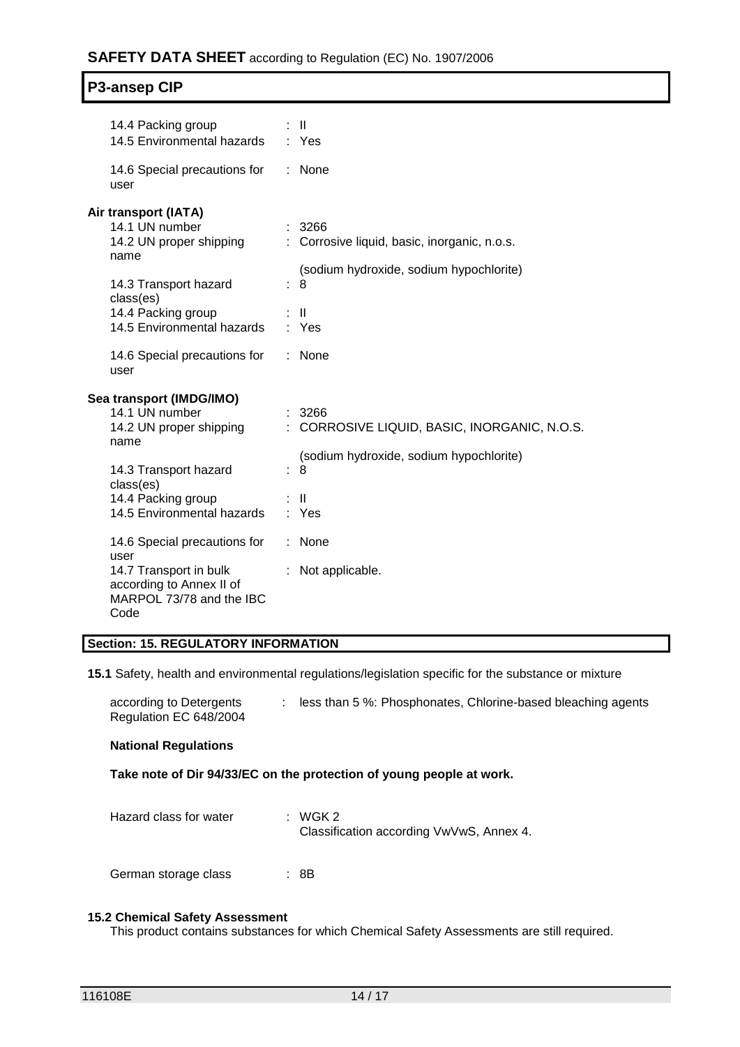| | | |
|---|---|---|
| 14.4 Packing group | : | II |
| 14.5 Environmental hazards | : | Yes |
| 14.6 Special precautions for user | : | None |

**Air transport (IATA)**

| | | |
|---|---|---|
| 14.1 UN number | : | 3266 |
| 14.2 UN proper shipping name | : | Corrosive liquid, basic, inorganic, n.o.s. (sodium hydroxide, sodium hypochlorite) |
| 14.3 Transport hazard class(es) | : | 8 |
| 14.4 Packing group | : | II |
| 14.5 Environmental hazards | : | Yes |
| 14.6 Special precautions for user | : | None |

**Sea transport (IMDG/IMO)**

| | | |
|---|---|---|
| 14.1 UN number | : | 3266 |
| 14.2 UN proper shipping name | : | CORROSIVE LIQUID, BASIC, INORGANIC, N.O.S. (sodium hydroxide, sodium hypochlorite) |
| 14.3 Transport hazard class(es) | : | 8 |
| 14.4 Packing group | : | II |
| 14.5 Environmental hazards | : | Yes |
| 14.6 Special precautions for user | : | None |
| 14.7 Transport in bulk according to Annex II of MARPOL 73/78 and the IBC Code | : | Not applicable. |

## Section: 15. REGULATORY INFORMATION

**15.1** Safety, health and environmental regulations/legislation specific for the substance or mixture

| | | |
|---|---|---|
| according to Detergents Regulation EC 648/2004 | : | less than 5 %: Phosphonates, Chlorine-based bleaching agents |

**National Regulations**

**Take note of Dir 94/33/EC on the protection of young people at work.**

| | | |
|---|---|---|
| Hazard class for water | : | WGK 2<br>Classification according VwVwS, Annex 4. |
| German storage class | : | 8B |

**15.2 Chemical Safety Assessment**

This product contains substances for which Chemical Safety Assessments are still required.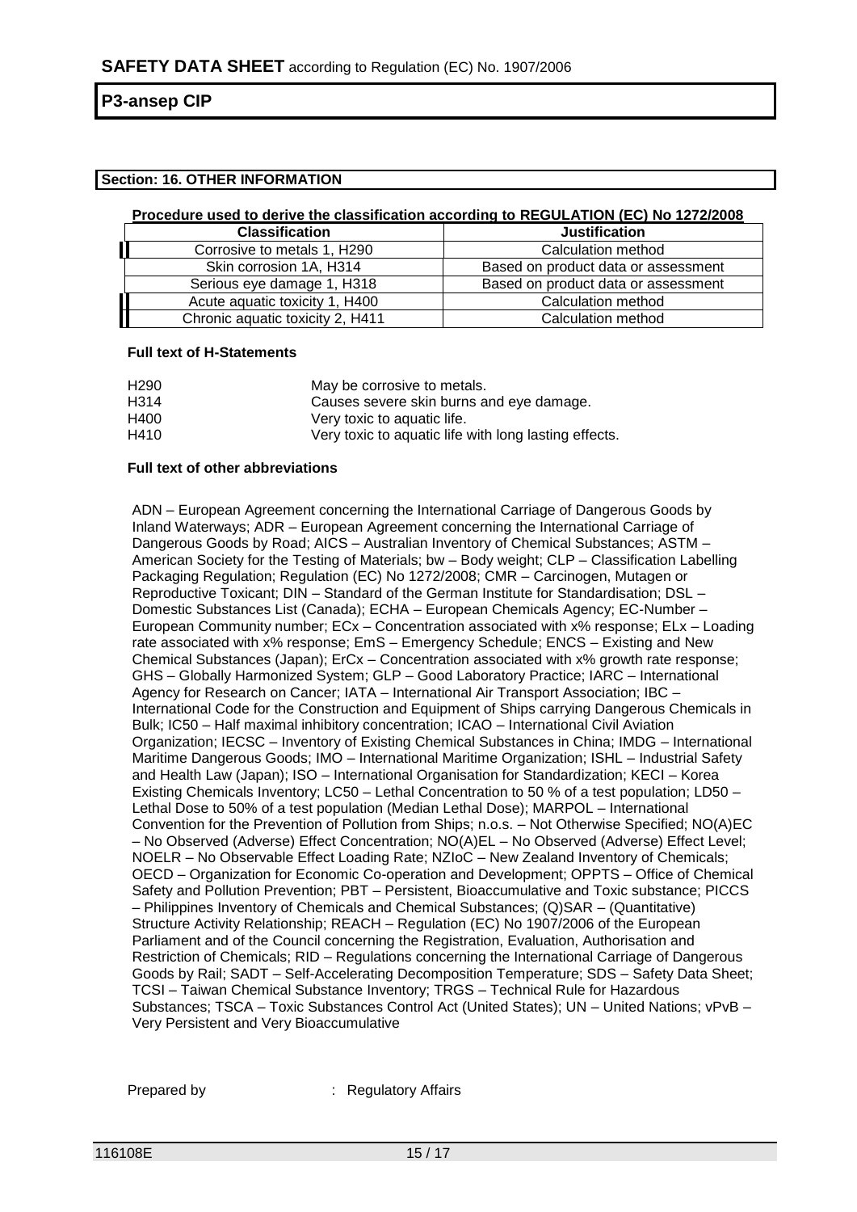## Section: 16. OTHER INFORMATION

**Procedure used to derive the classification according to REGULATION (EC) No 1272/2008**

| Classification | Justification |
|---|---|
| Corrosive to metals 1, H290 | Calculation method |
| Skin corrosion 1A, H314 | Based on product data or assessment |
| Serious eye damage 1, H318 | Based on product data or assessment |
| Acute aquatic toxicity 1, H400 | Calculation method |
| Chronic aquatic toxicity 2, H411 | Calculation method |

**Full text of H-Statements**

| | |
|---|---|
| H290 | May be corrosive to metals. |
| H314 | Causes severe skin burns and eye damage. |
| H400 | Very toxic to aquatic life. |
| H410 | Very toxic to aquatic life with long lasting effects. |

**Full text of other abbreviations**

ADN – European Agreement concerning the International Carriage of Dangerous Goods by Inland Waterways; ADR – European Agreement concerning the International Carriage of Dangerous Goods by Road; AICS – Australian Inventory of Chemical Substances; ASTM – American Society for the Testing of Materials; bw – Body weight; CLP – Classification Labelling Packaging Regulation; Regulation (EC) No 1272/2008; CMR – Carcinogen, Mutagen or Reproductive Toxicant; DIN – Standard of the German Institute for Standardisation; DSL – Domestic Substances List (Canada); ECHA – European Chemicals Agency; EC-Number – European Community number; ECx – Concentration associated with x% response; ELx – Loading rate associated with x% response; EmS – Emergency Schedule; ENCS – Existing and New Chemical Substances (Japan); ErCx – Concentration associated with x% growth rate response; GHS – Globally Harmonized System; GLP – Good Laboratory Practice; IARC – International Agency for Research on Cancer; IATA – International Air Transport Association; IBC – International Code for the Construction and Equipment of Ships carrying Dangerous Chemicals in Bulk; IC50 – Half maximal inhibitory concentration; ICAO – International Civil Aviation Organization; IECSC – Inventory of Existing Chemical Substances in China; IMDG – International Maritime Dangerous Goods; IMO – International Maritime Organization; ISHL – Industrial Safety and Health Law (Japan); ISO – International Organisation for Standardization; KECI – Korea Existing Chemicals Inventory; LC50 – Lethal Concentration to 50 % of a test population; LD50 – Lethal Dose to 50% of a test population (Median Lethal Dose); MARPOL – International Convention for the Prevention of Pollution from Ships; n.o.s. – Not Otherwise Specified; NO(A)EC – No Observed (Adverse) Effect Concentration; NO(A)EL – No Observed (Adverse) Effect Level; NOELR – No Observable Effect Loading Rate; NZIoC – New Zealand Inventory of Chemicals; OECD – Organization for Economic Co-operation and Development; OPPTS – Office of Chemical Safety and Pollution Prevention; PBT – Persistent, Bioaccumulative and Toxic substance; PICCS – Philippines Inventory of Chemicals and Chemical Substances; (Q)SAR – (Quantitative) Structure Activity Relationship; REACH – Regulation (EC) No 1907/2006 of the European Parliament and of the Council concerning the Registration, Evaluation, Authorisation and Restriction of Chemicals; RID – Regulations concerning the International Carriage of Dangerous Goods by Rail; SADT – Self-Accelerating Decomposition Temperature; SDS – Safety Data Sheet; TCSI – Taiwan Chemical Substance Inventory; TRGS – Technical Rule for Hazardous Substances; TSCA – Toxic Substances Control Act (United States); UN – United Nations; vPvB – Very Persistent and Very Bioaccumulative

Prepared by : Regulatory Affairs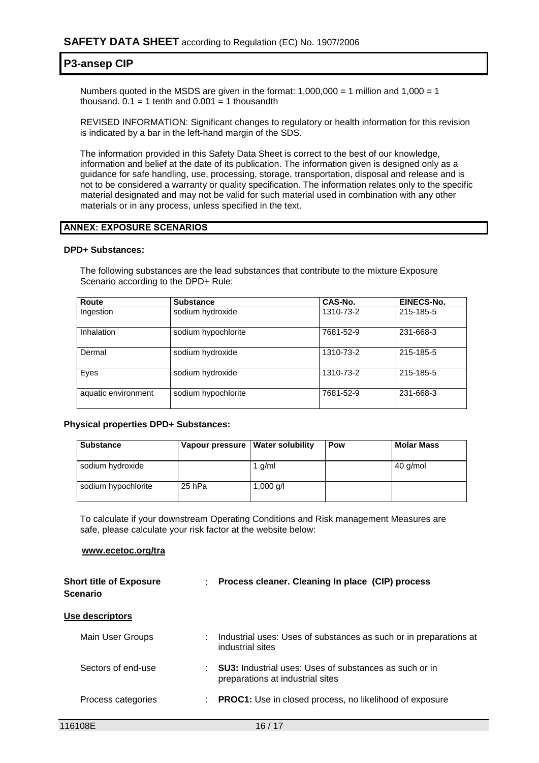Numbers quoted in the MSDS are given in the format: 1,000,000 = 1 million and 1,000 = 1 thousand. 0.1 = 1 tenth and 0.001 = 1 thousandth

REVISED INFORMATION: Significant changes to regulatory or health information for this revision is indicated by a bar in the left-hand margin of the SDS.

The information provided in this Safety Data Sheet is correct to the best of our knowledge, information and belief at the date of its publication. The information given is designed only as a guidance for safe handling, use, processing, storage, transportation, disposal and release and is not to be considered a warranty or quality specification. The information relates only to the specific material designated and may not be valid for such material used in combination with any other materials or in any process, unless specified in the text.

## ANNEX: EXPOSURE SCENARIOS

**DPD+ Substances:**

The following substances are the lead substances that contribute to the mixture Exposure Scenario according to the DPD+ Rule:

| Route | Substance | CAS-No. | EINECS-No. |
|---|---|---|---|
| Ingestion | sodium hydroxide | 1310-73-2 | 215-185-5 |
| Inhalation | sodium hypochlorite | 7681-52-9 | 231-668-3 |
| Dermal | sodium hydroxide | 1310-73-2 | 215-185-5 |
| Eyes | sodium hydroxide | 1310-73-2 | 215-185-5 |
| aquatic environment | sodium hypochlorite | 7681-52-9 | 231-668-3 |

**Physical properties DPD+ Substances:**

| Substance | Vapour pressure | Water solubility | Pow | Molar Mass |
|---|---|---|---|---|
| sodium hydroxide | | 1 g/ml | | 40 g/mol |
| sodium hypochlorite | 25 hPa | 1,000 g/l | | |

To calculate if your downstream Operating Conditions and Risk management Measures are safe, please calculate your risk factor at the website below:

**www.ecetoc.org/tra**

**Short title of Exposure Scenario** : **Process cleaner. Cleaning In place (CIP) process**

**Use descriptors**

Main User Groups : Industrial uses: Uses of substances as such or in preparations at industrial sites

Sectors of end-use : **SU3:** Industrial uses: Uses of substances as such or in preparations at industrial sites

Process categories : **PROC1:** Use in closed process, no likelihood of exposure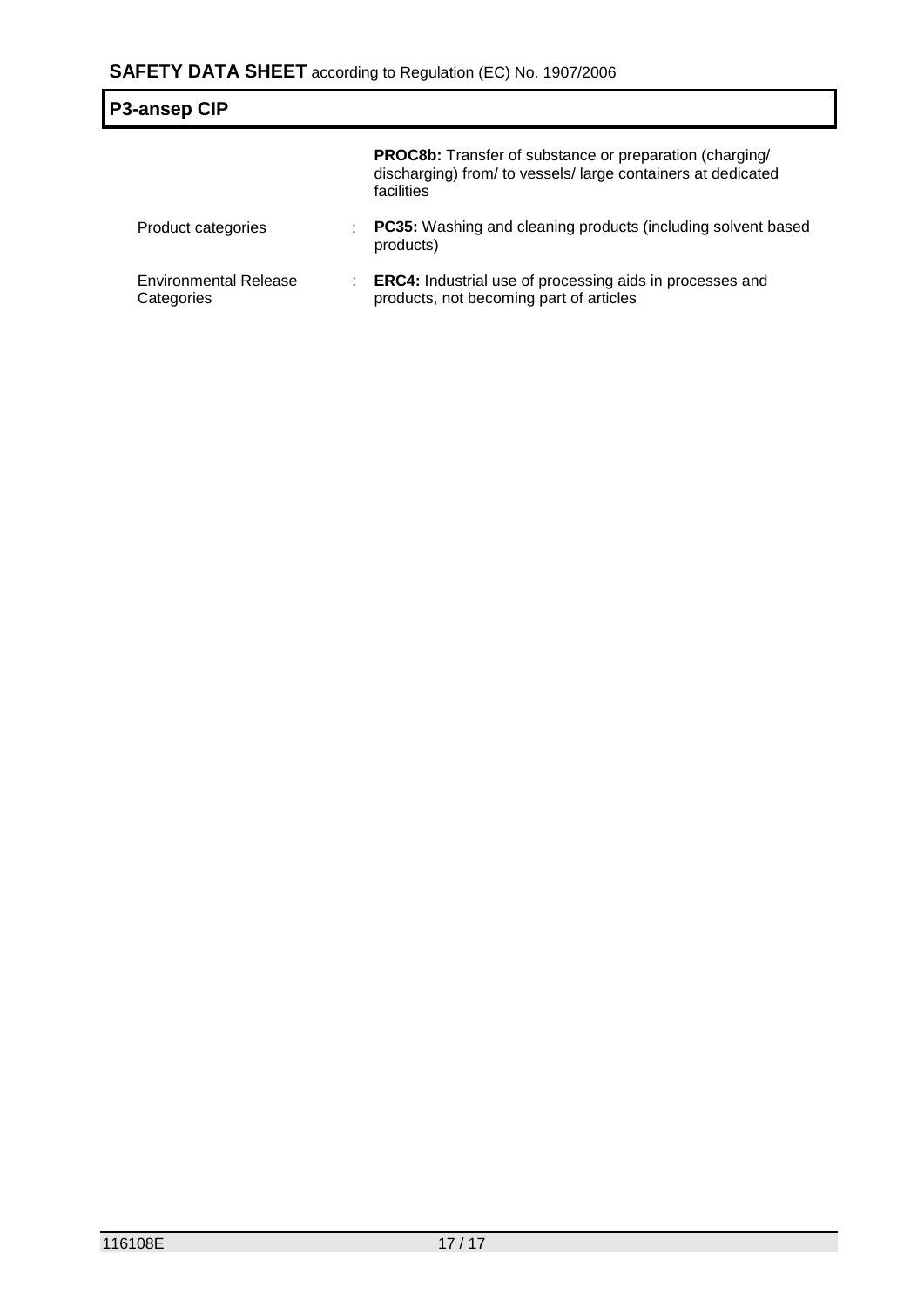| | | |
|---|---|---|
| | | **PROC8b:** Transfer of substance or preparation (charging/ discharging) from/ to vessels/ large containers at dedicated facilities |
| Product categories | : | **PC35:** Washing and cleaning products (including solvent based products) |
| Environmental Release Categories | : | **ERC4:** Industrial use of processing aids in processes and products, not becoming part of articles |